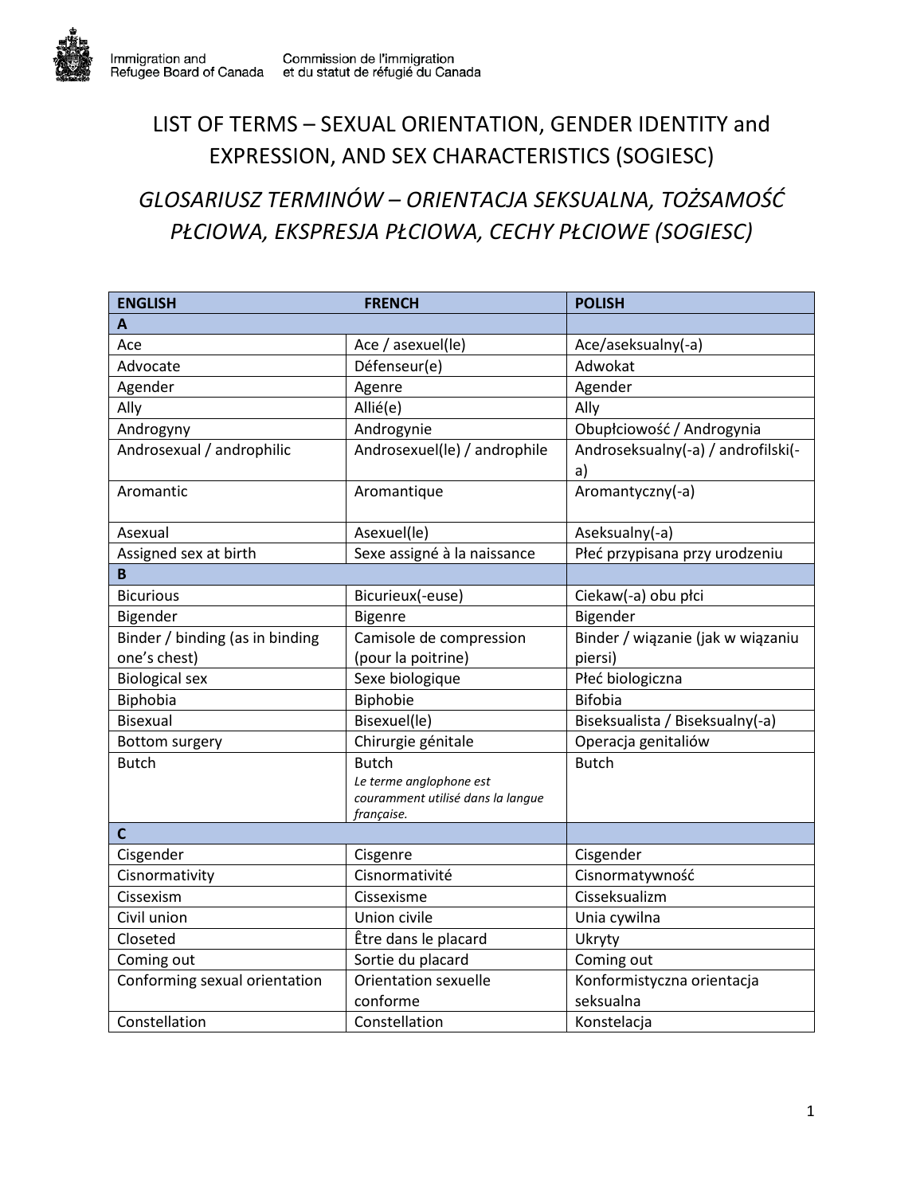Immigration and Refugee Board of Canada

Commission de l'immigration et du statut de réfugié du Canada

# LIST OF TERMS – SEXUAL ORIENTATION, GENDER IDENTITY and EXPRESSION, AND SEX CHARACTERISTICS (SOGIESC)

## *GLOSARIUSZ TERMINÓW – ORIENTACJA SEKSUALNA, TOŻSAMOŚĆ PŁCIOWA, EKSPRESJA PŁCIOWA, CECHY PŁCIOWE (SOGIESC)*

| ENGLISH | FRENCH | POLISH |
|---|---|---|
| **A** | | |
| Ace | Ace / asexuel(le) | Ace/aseksualny(-a) |
| Advocate | Défenseur(e) | Adwokat |
| Agender | Agenre | Agender |
| Ally | Allié(e) | Ally |
| Androgyny | Androgynie | Obupłciowość / Androgynia |
| Androsexual / androphilic | Androsexuel(le) / androphile | Androseksualny(-a) / androfilski(-a) |
| Aromantic | Aromantique | Aromantyczny(-a) |
| Asexual | Asexuel(le) | Aseksualny(-a) |
| Assigned sex at birth | Sexe assigné à la naissance | Płeć przypisana przy urodzeniu |
| **B** | | |
| Bicurious | Bicurieux(-euse) | Ciekaw(-a) obu płci |
| Bigender | Bigenre | Bigender |
| Binder / binding (as in binding one's chest) | Camisole de compression (pour la poitrine) | Binder / wiązanie (jak w wiązaniu piersi) |
| Biological sex | Sexe biologique | Płeć biologiczna |
| Biphobia | Biphobie | Bifobia |
| Bisexual | Bisexuel(le) | Biseksualista / Biseksualny(-a) |
| Bottom surgery | Chirurgie génitale | Operacja genitaliów |
| Butch | Butch *Le terme anglophone est couramment utilisé dans la langue française.* | Butch |
| **C** | | |
| Cisgender | Cisgenre | Cisgender |
| Cisnormativity | Cisnormativité | Cisnormatywność |
| Cissexism | Cissexisme | Cisseksualizm |
| Civil union | Union civile | Unia cywilna |
| Closeted | Être dans le placard | Ukryty |
| Coming out | Sortie du placard | Coming out |
| Conforming sexual orientation | Orientation sexuelle conforme | Konformistyczna orientacja seksualna |
| Constellation | Constellation | Konstelacja |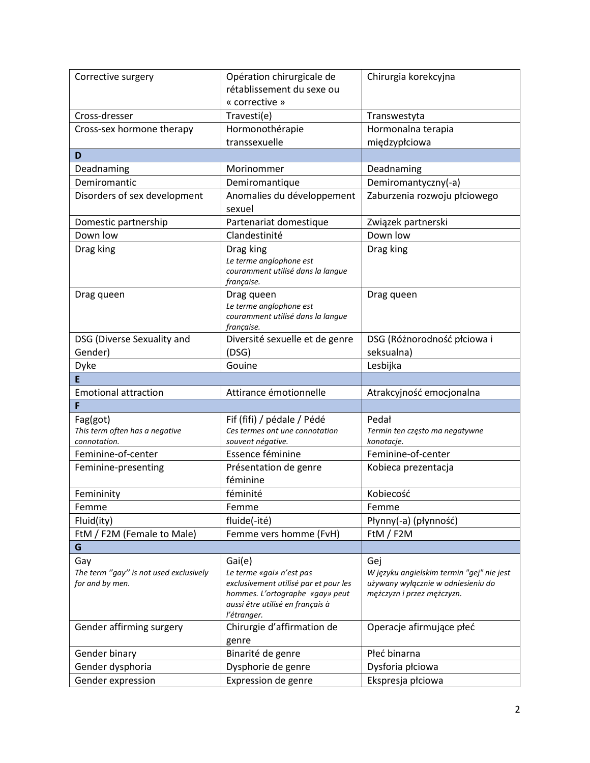| | | |
|---|---|---|
| Corrective surgery | Opération chirurgicale de rétablissement du sexe ou « corrective » | Chirurgia korekcyjna |
| Cross-dresser | Travesti(e) | Transwestyta |
| Cross-sex hormone therapy | Hormonothérapie transsexuelle | Hormonalna terapia międzypłciowa |
| **D** | | |
| Deadnaming | Morinommer | Deadnaming |
| Demiromantic | Demiromantique | Demiromantyczny(-a) |
| Disorders of sex development | Anomalies du développement sexuel | Zaburzenia rozwoju płciowego |
| Domestic partnership | Partenariat domestique | Związek partnerski |
| Down low | Clandestinité | Down low |
| Drag king | Drag king *Le terme anglophone est couramment utilisé dans la langue française.* | Drag king |
| Drag queen | Drag queen *Le terme anglophone est couramment utilisé dans la langue française.* | Drag queen |
| DSG (Diverse Sexuality and Gender) | Diversité sexuelle et de genre (DSG) | DSG (Różnorodność płciowa i seksualna) |
| Dyke | Gouine | Lesbijka |
| **E** | | |
| Emotional attraction | Attirance émotionnelle | Atrakcyjność emocjonalna |
| **F** | | |
| Fag(got) *This term often has a negative connotation.* | Fif (fifi) / pédale / Pédé *Ces termes ont une connotation souvent négative.* | Pedał *Termin ten często ma negatywne konotacje.* |
| Feminine-of-center | Essence féminine | Feminine-of-center |
| Feminine-presenting | Présentation de genre féminine | Kobieca prezentacja |
| Femininity | féminité | Kobiecość |
| Femme | Femme | Femme |
| Fluid(ity) | fluide(-ité) | Płynny(-a) (płynność) |
| FtM / F2M (Female to Male) | Femme vers homme (FvH) | FtM / F2M |
| **G** | | |
| Gay *The term ''gay'' is not used exclusively for and by men.* | Gai(e) *Le terme «gai» n'est pas exclusivement utilisé par et pour les hommes. L'ortographe «gay» peut aussi être utilisé en français à l'étranger.* | Gej *W języku angielskim termin "gej" nie jest używany wyłącznie w odniesieniu do mężczyzn i przez mężczyzn.* |
| Gender affirming surgery | Chirurgie d'affirmation de genre | Operacje afirmujące płeć |
| Gender binary | Binarité de genre | Płeć binarna |
| Gender dysphoria | Dysphorie de genre | Dysforia płciowa |
| Gender expression | Expression de genre | Ekspresja płciowa |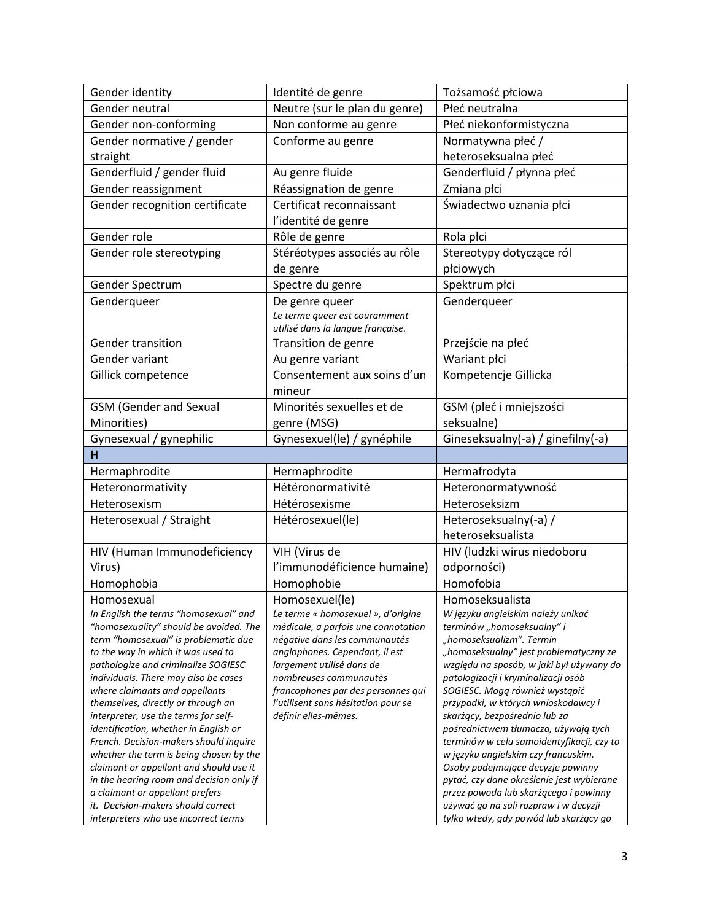| | | |
|---|---|---|
| Gender identity | Identité de genre | Tożsamość płciowa |
| Gender neutral | Neutre (sur le plan du genre) | Płeć neutralna |
| Gender non-conforming | Non conforme au genre | Płeć niekonformistyczna |
| Gender normative / gender straight | Conforme au genre | Normatywna płeć / heteroseksualna płeć |
| Genderfluid / gender fluid | Au genre fluide | Genderfluid / płynna płeć |
| Gender reassignment | Réassignation de genre | Zmiana płci |
| Gender recognition certificate | Certificat reconnaissant l'identité de genre | Świadectwo uznania płci |
| Gender role | Rôle de genre | Rola płci |
| Gender role stereotyping | Stéréotypes associés au rôle de genre | Stereotypy dotyczące ról płciowych |
| Gender Spectrum | Spectre du genre | Spektrum płci |
| Genderqueer | De genre queer<br>*Le terme queer est couramment utilisé dans la langue française.* | Genderqueer |
| Gender transition | Transition de genre | Przejście na płeć |
| Gender variant | Au genre variant | Wariant płci |
| Gillick competence | Consentement aux soins d'un mineur | Kompetencje Gillicka |
| GSM (Gender and Sexual Minorities) | Minorités sexuelles et de genre (MSG) | GSM (płeć i mniejszości seksualne) |
| Gynesexual / gynephilic | Gynesexuel(le) / gynéphile | Gineseksualny(-a) / ginefilny(-a) |
| **H** | | |
| Hermaphrodite | Hermaphrodite | Hermafrodyta |
| Heteronormativity | Hétéronormativité | Heteronormatywność |
| Heterosexism | Hétérosexisme | Heteroseksizm |
| Heterosexual / Straight | Hétérosexuel(le) | Heteroseksualny(-a) / heteroseksualista |
| HIV (Human Immunodeficiency Virus) | VIH (Virus de l'immunodéficience humaine) | HIV (ludzki wirus niedoboru odporności) |
| Homophobia | Homophobie | Homofobia |
| Homosexual<br>*In English the terms "homosexual" and "homosexuality" should be avoided. The term "homosexual" is problematic due to the way in which it was used to pathologize and criminalize SOGIESC individuals. There may also be cases where claimants and appellants themselves, directly or through an interpreter, use the terms for self-identification, whether in English or French. Decision-makers should inquire whether the term is being chosen by the claimant or appellant and should use it in the hearing room and decision only if a claimant or appellant prefers it. Decision-makers should correct interpreters who use incorrect terms* | Homosexuel(le)<br>*Le terme « homosexuel », d'origine médicale, a parfois une connotation négative dans les communautés anglophones. Cependant, il est largement utilisé dans de nombreuses communautés francophones par des personnes qui l'utilisent sans hésitation pour se définir elles-mêmes.* | Homoseksualista<br>*W języku angielskim należy unikać terminów „homoseksualny" i „homoseksualizm". Termin „homoseksualny" jest problematyczny ze względu na sposób, w jaki był używany do patologizacji i kryminalizacji osób SOGIESC. Mogą również wystąpić przypadki, w których wnioskodawcy i skarżący, bezpośrednio lub za pośrednictwem tłumacza, używają tych terminów w celu samoidentyfikacji, czy to w języku angielskim czy francuskim. Osoby podejmujące decyzje powinny pytać, czy dane określenie jest wybierane przez powoda lub skarżącego i powinny używać go na sali rozpraw i w decyzji tylko wtedy, gdy powód lub skarżący go* |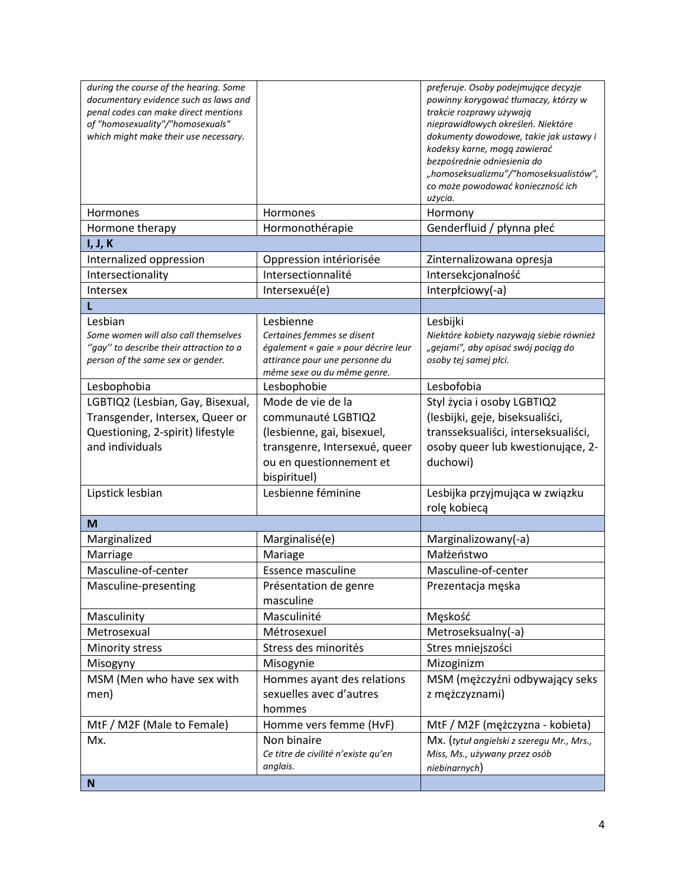| | | |
|---|---|---|
| *during the course of the hearing. Some documentary evidence such as laws and penal codes can make direct mentions of "homosexuality"/"homosexuals" which might make their use necessary.* | | *preferuje. Osoby podejmujące decyzje powinny korygować tłumaczy, którzy w trakcie rozprawy używają nieprawidłowych określeń. Niektóre dokumenty dowodowe, takie jak ustawy i kodeksy karne, mogą zawierać bezpośrednie odniesienia do „homoseksualizmu”/”homoseksualistów”, co może powodować konieczność ich użycia.* |
| Hormones | Hormones | Hormony |
| Hormone therapy | Hormonothérapie | Genderfluid / płynna płeć |
| **I, J, K** | | |
| Internalized oppression | Oppression intériorisée | Zinternalizowana opresja |
| Intersectionality | Intersectionnalité | Intersekcjonalność |
| Intersex | Intersexué(e) | Interpłciowy(-a) |
| **L** | | |
| Lesbian *Some women will also call themselves ''gay'' to describe their attraction to a person of the same sex or gender.* | Lesbienne *Certaines femmes se disent également « gaie » pour décrire leur attirance pour une personne du même sexe ou du même genre.* | Lesbijki *Niektóre kobiety nazywają siebie również „gejami”, aby opisać swój pociąg do osoby tej samej płci.* |
| Lesbophobia | Lesbophobie | Lesbofobia |
| LGBTIQ2 (Lesbian, Gay, Bisexual, Transgender, Intersex, Queer or Questioning, 2-spirit) lifestyle and individuals | Mode de vie de la communauté LGBTIQ2 (lesbienne, gai, bisexuel, transgenre, Intersexué, queer ou en questionnement et bispirituel) | Styl życia i osoby LGBTIQ2 (lesbijki, geje, biseksualiści, transseksualiści, interseksualiści, osoby queer lub kwestionujące, 2-duchowi) |
| Lipstick lesbian | Lesbienne féminine | Lesbijka przyjmująca w związku rolę kobiecą |
| **M** | | |
| Marginalized | Marginalisé(e) | Marginalizowany(-a) |
| Marriage | Mariage | Małżeństwo |
| Masculine-of-center | Essence masculine | Masculine-of-center |
| Masculine-presenting | Présentation de genre masculine | Prezentacja męska |
| Masculinity | Masculinité | Męskość |
| Metrosexual | Métrosexuel | Metroseksualny(-a) |
| Minority stress | Stress des minorités | Stres mniejszości |
| Misogyny | Misogynie | Mizoginizm |
| MSM (Men who have sex with men) | Hommes ayant des relations sexuelles avec d'autres hommes | MSM (mężczyźni odbywający seks z mężczyznami) |
| MtF / M2F (Male to Female) | Homme vers femme (HvF) | MtF / M2F (mężczyzna - kobieta) |
| Mx. | Non binaire *Ce titre de civilité n'existe qu'en anglais.* | Mx. (*tytuł angielski z szeregu Mr., Mrs., Miss, Ms., używany przez osób niebinarnych*) |
| **N** | | |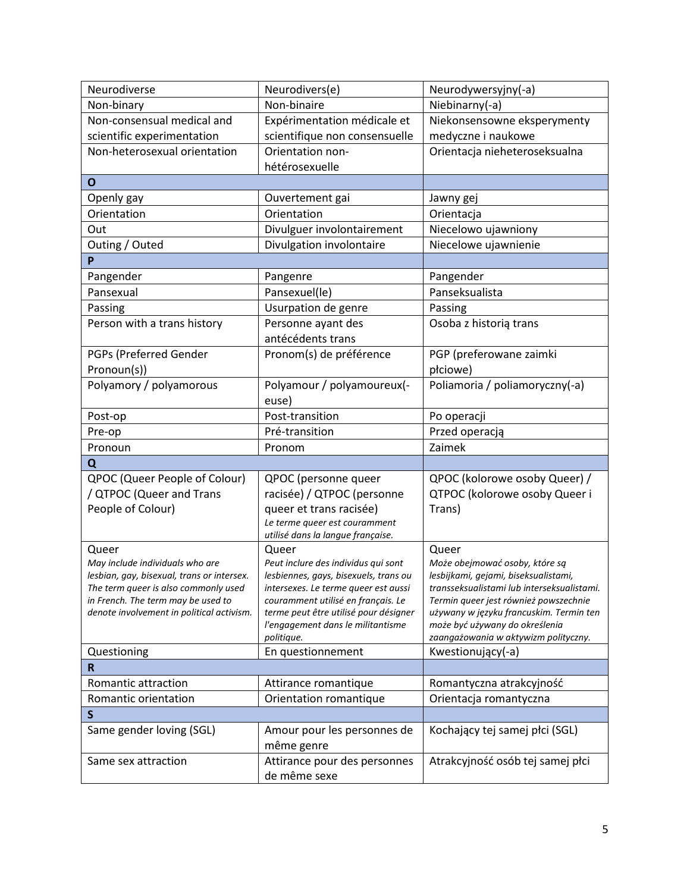| Neurodiverse | Neurodivers(e) | Neurodywersyjny(-a) |
|---|---|---|
| Non-binary | Non-binaire | Niebinarny(-a) |
| Non-consensual medical and scientific experimentation | Expérimentation médicale et scientifique non consensuelle | Niekonsensowne eksperymenty medyczne i naukowe |
| Non-heterosexual orientation | Orientation non-hétérosexuelle | Orientacja nieheteroseksualna |
| **O** | | |
| Openly gay | Ouvertement gai | Jawny gej |
| Orientation | Orientation | Orientacja |
| Out | Divulguer involontairement | Niecelowo ujawniony |
| Outing / Outed | Divulgation involontaire | Niecelowe ujawnienie |
| **P** | | |
| Pangender | Pangenre | Pangender |
| Pansexual | Pansexuel(le) | Panseksualista |
| Passing | Usurpation de genre | Passing |
| Person with a trans history | Personne ayant des antécédents trans | Osoba z historią trans |
| PGPs (Preferred Gender Pronoun(s)) | Pronom(s) de préférence | PGP (preferowane zaimki płciowe) |
| Polyamory / polyamorous | Polyamour / polyamoureux(-euse) | Poliamoria / poliamoryczny(-a) |
| Post-op | Post-transition | Po operacji |
| Pre-op | Pré-transition | Przed operacją |
| Pronoun | Pronom | Zaimek |
| **Q** | | |
| QPOC (Queer People of Colour) / QTPOC (Queer and Trans People of Colour) | QPOC (personne queer racisée) / QTPOC (personne queer et trans racisée) *Le terme queer est couramment utilisé dans la langue française.* | QPOC (kolorowe osoby Queer) / QTPOC (kolorowe osoby Queer i Trans) |
| Queer *May include individuals who are lesbian, gay, bisexual, trans or intersex. The term queer is also commonly used in French. The term may be used to denote involvement in political activism.* | Queer *Peut inclure des individus qui sont lesbiennes, gays, bisexuels, trans ou intersexes. Le terme queer est aussi couramment utilisé en français. Le terme peut être utilisé pour désigner l'engagement dans le militantisme politique.* | Queer *Może obejmować osoby, które są lesbijkami, gejami, biseksualistami, transseksualistami lub interseksualistami. Termin queer jest również powszechnie używany w języku francuskim. Termin ten może być używany do określenia zaangażowania w aktywizm polityczny.* |
| Questioning | En questionnement | Kwestionujący(-a) |
| **R** | | |
| Romantic attraction | Attirance romantique | Romantyczna atrakcyjność |
| Romantic orientation | Orientation romantique | Orientacja romantyczna |
| **S** | | |
| Same gender loving (SGL) | Amour pour les personnes de même genre | Kochający tej samej płci (SGL) |
| Same sex attraction | Attirance pour des personnes de même sexe | Atrakcyjność osób tej samej płci |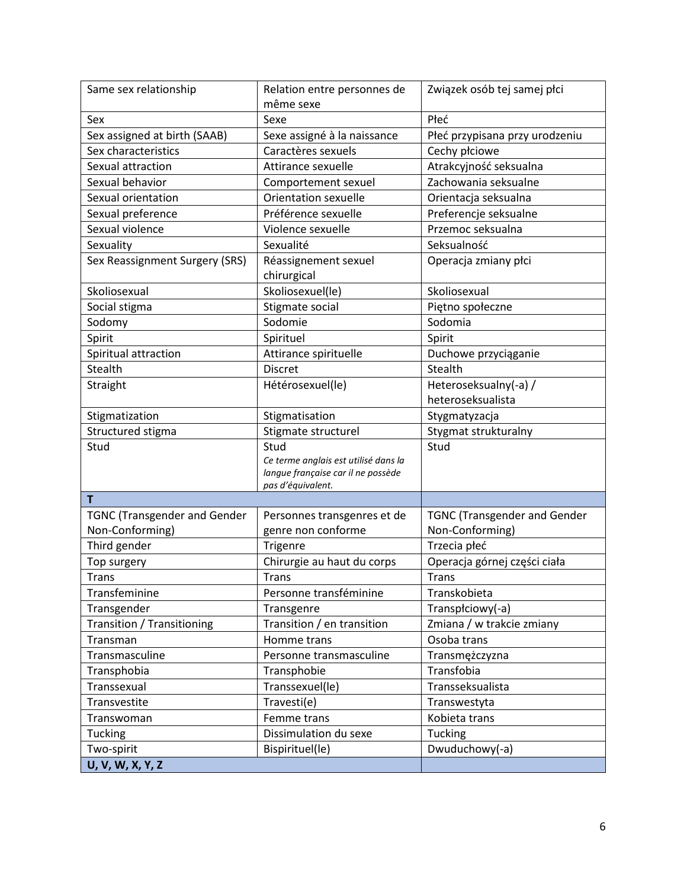| | | |
|---|---|---|
| Same sex relationship | Relation entre personnes de même sexe | Związek osób tej samej płci |
| Sex | Sexe | Płeć |
| Sex assigned at birth (SAAB) | Sexe assigné à la naissance | Płeć przypisana przy urodzeniu |
| Sex characteristics | Caractères sexuels | Cechy płciowe |
| Sexual attraction | Attirance sexuelle | Atrakcyjność seksualna |
| Sexual behavior | Comportement sexuel | Zachowania seksualne |
| Sexual orientation | Orientation sexuelle | Orientacja seksualna |
| Sexual preference | Préférence sexuelle | Preferencje seksualne |
| Sexual violence | Violence sexuelle | Przemoc seksualna |
| Sexuality | Sexualité | Seksualność |
| Sex Reassignment Surgery (SRS) | Réassignement sexuel chirurgical | Operacja zmiany płci |
| Skoliosexual | Skoliosexuel(le) | Skoliosexual |
| Social stigma | Stigmate social | Piętno społeczne |
| Sodomy | Sodomie | Sodomia |
| Spirit | Spirituel | Spirit |
| Spiritual attraction | Attirance spirituelle | Duchowe przyciąganie |
| Stealth | Discret | Stealth |
| Straight | Hétérosexuel(le) | Heteroseksualny(-a) / heteroseksualista |
| Stigmatization | Stigmatisation | Stygmatyzacja |
| Structured stigma | Stigmate structurel | Stygmat strukturalny |
| Stud | Stud *Ce terme anglais est utilisé dans la langue française car il ne possède pas d'équivalent.* | Stud |
| **T** | | |
| TGNC (Transgender and Gender Non-Conforming) | Personnes transgenres et de genre non conforme | TGNC (Transgender and Gender Non-Conforming) |
| Third gender | Trigenre | Trzecia płeć |
| Top surgery | Chirurgie au haut du corps | Operacja górnej części ciała |
| Trans | Trans | Trans |
| Transfeminine | Personne transféminine | Transkobieta |
| Transgender | Transgenre | Transpłciowy(-a) |
| Transition / Transitioning | Transition / en transition | Zmiana / w trakcie zmiany |
| Transman | Homme trans | Osoba trans |
| Transmasculine | Personne transmasculine | Transmężczyzna |
| Transphobia | Transphobie | Transfobia |
| Transsexual | Transsexuel(le) | Transseksualista |
| Transvestite | Travesti(e) | Transwestyta |
| Transwoman | Femme trans | Kobieta trans |
| Tucking | Dissimulation du sexe | Tucking |
| Two-spirit | Bispirituel(le) | Dwuduchowy(-a) |
| **U, V, W, X, Y, Z** | | |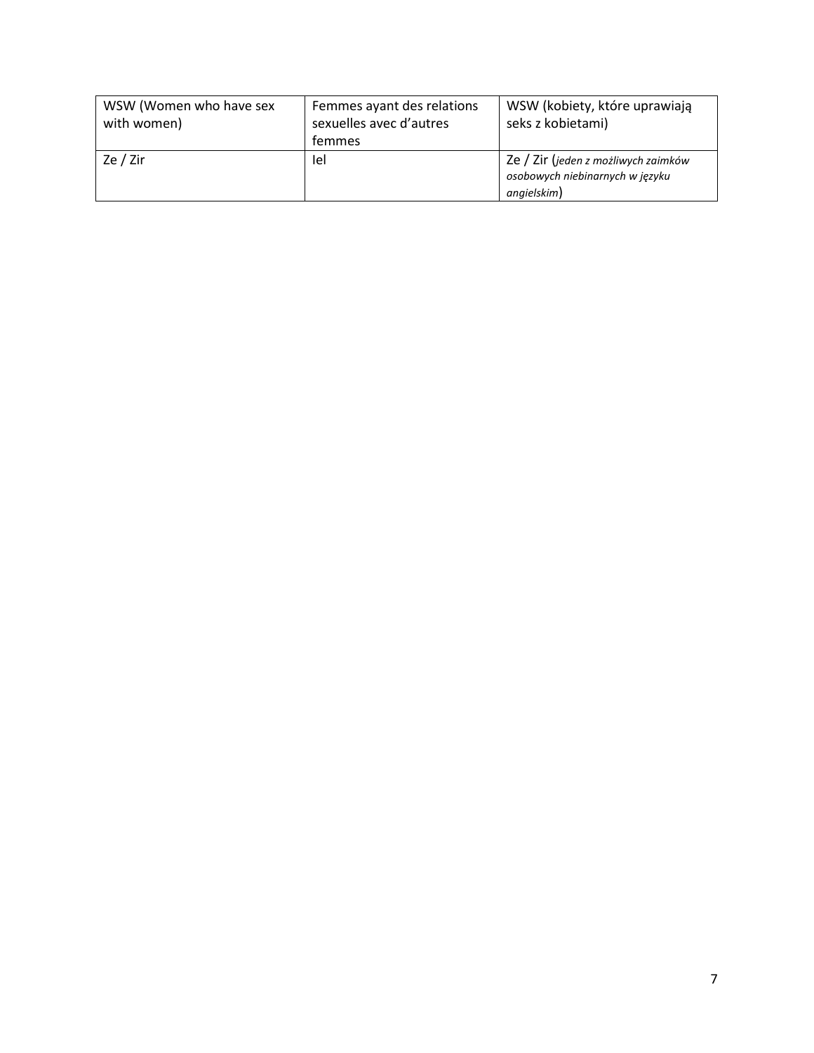| | | |
|---|---|---|
| WSW (Women who have sex with women) | Femmes ayant des relations sexuelles avec d'autres femmes | WSW (kobiety, które uprawiają seks z kobietami) |
| Ze / Zir | Iel | Ze / Zir (*jeden z możliwych zaimków osobowych niebinarnych w języku angielskim*) |